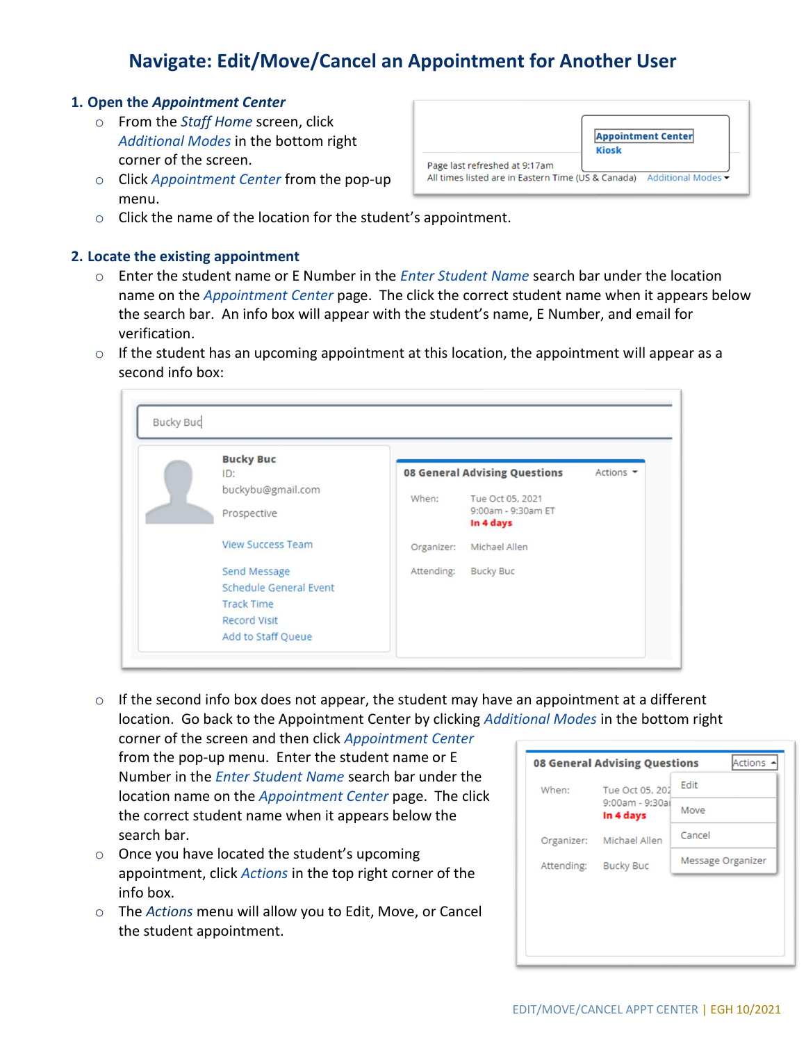# Navigate: Edit/Move/Cancel an Appointment for Another User

## 1. Open the *Appointment Center*

- From the *Staff Home* screen, click *Additional Modes* in the bottom right corner of the screen.
- Click *Appointment Center* from the pop-up menu.
- Click the name of the location for the student's appointment.

## 2. Locate the existing appointment

- Enter the student name or E Number in the *Enter Student Name* search bar under the location name on the *Appointment Center* page. The click the correct student name when it appears below the search bar. An info box will appear with the student's name, E Number, and email for verification.
- If the student has an upcoming appointment at this location, the appointment will appear as a second info box:
- If the second info box does not appear, the student may have an appointment at a different location. Go back to the Appointment Center by clicking *Additional Modes* in the bottom right corner of the screen and then click *Appointment Center* from the pop-up menu. Enter the student name or E Number in the *Enter Student Name* search bar under the location name on the *Appointment Center* page. The click the correct student name when it appears below the search bar.
- Once you have located the student's upcoming appointment, click *Actions* in the top right corner of the info box.
- The *Actions* menu will allow you to Edit, Move, or Cancel the student appointment.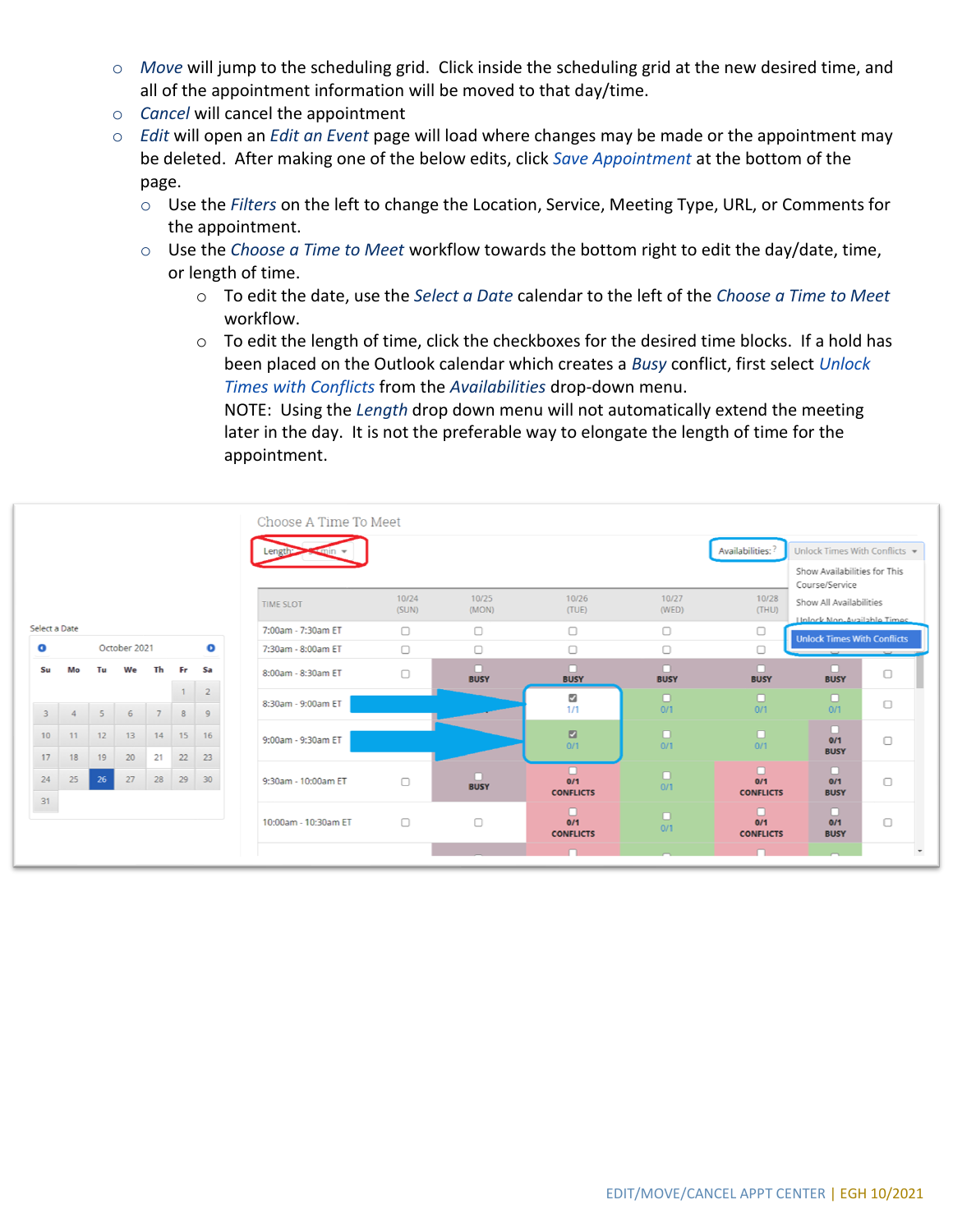- *Move* will jump to the scheduling grid. Click inside the scheduling grid at the new desired time, and all of the appointment information will be moved to that day/time.
- *Cancel* will cancel the appointment
- *Edit* will open an *Edit an Event* page will load where changes may be made or the appointment may be deleted. After making one of the below edits, click *Save Appointment* at the bottom of the page.
  - Use the *Filters* on the left to change the Location, Service, Meeting Type, URL, or Comments for the appointment.
  - Use the *Choose a Time to Meet* workflow towards the bottom right to edit the day/date, time, or length of time.
    - To edit the date, use the *Select a Date* calendar to the left of the *Choose a Time to Meet* workflow.
    - To edit the length of time, click the checkboxes for the desired time blocks. If a hold has been placed on the Outlook calendar which creates a *Busy* conflict, first select *Unlock Times with Conflicts* from the *Availabilities* drop-down menu.

      NOTE: Using the *Length* drop down menu will not automatically extend the meeting later in the day. It is not the preferable way to elongate the length of time for the appointment.